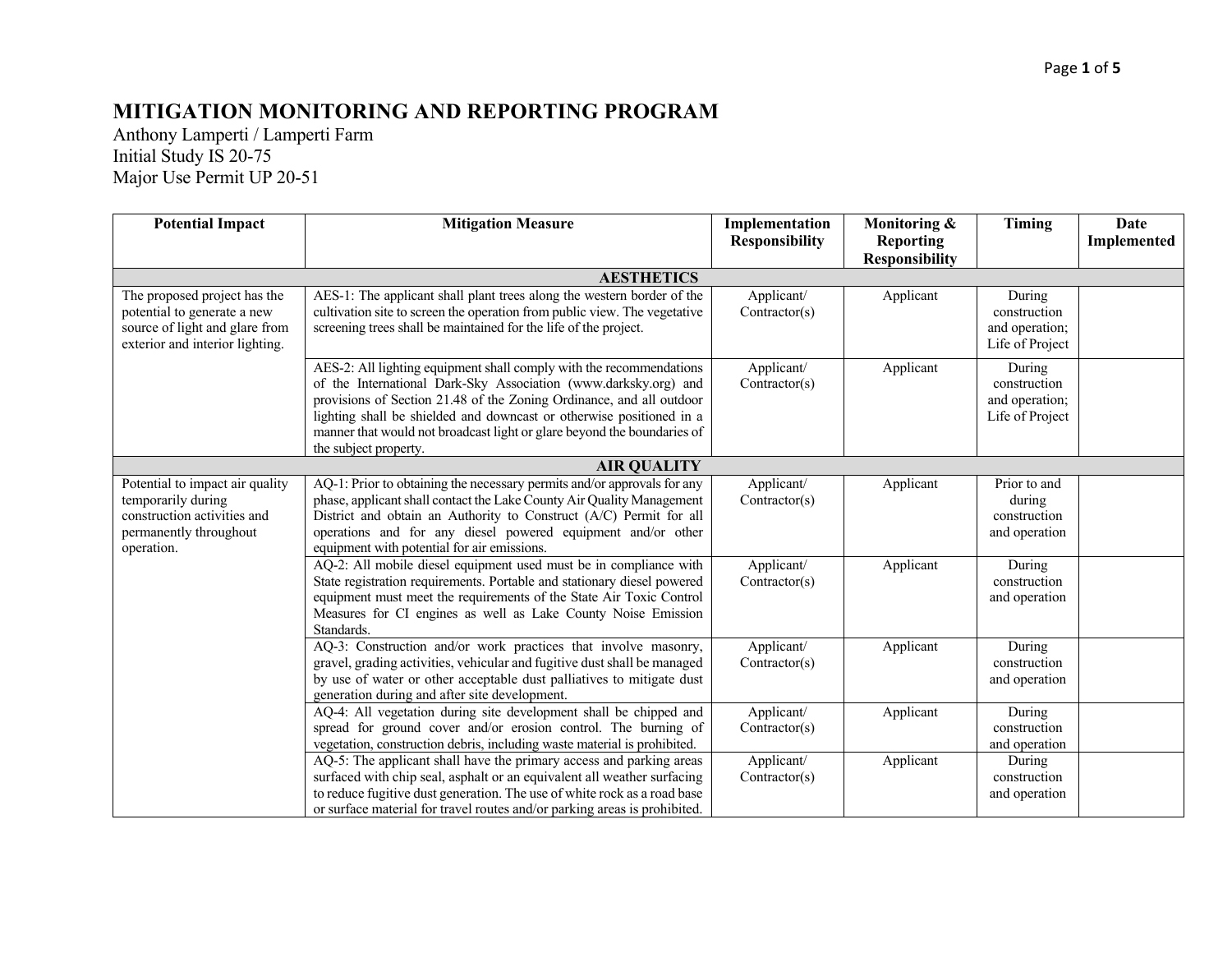# MITIGATION MONITORING AND REPORTING PROGRAM

Anthony Lamperti / Lamperti Farm
Initial Study IS 20-75
Major Use Permit UP 20-51

| Potential Impact | Mitigation Measure | Implementation Responsibility | Monitoring & Reporting Responsibility | Timing | Date Implemented |
|---|---|---|---|---|---|
| **AESTHETICS** | | | | | |
| The proposed project has the potential to generate a new source of light and glare from exterior and interior lighting. | AES-1: The applicant shall plant trees along the western border of the cultivation site to screen the operation from public view. The vegetative screening trees shall be maintained for the life of the project. | Applicant/ Contractor(s) | Applicant | During construction and operation; Life of Project | |
| | AES-2: All lighting equipment shall comply with the recommendations of the International Dark-Sky Association (www.darksky.org) and provisions of Section 21.48 of the Zoning Ordinance, and all outdoor lighting shall be shielded and downcast or otherwise positioned in a manner that would not broadcast light or glare beyond the boundaries of the subject property. | Applicant/ Contractor(s) | Applicant | During construction and operation; Life of Project | |
| **AIR QUALITY** | | | | | |
| Potential to impact air quality temporarily during construction activities and permanently throughout operation. | AQ-1: Prior to obtaining the necessary permits and/or approvals for any phase, applicant shall contact the Lake County Air Quality Management District and obtain an Authority to Construct (A/C) Permit for all operations and for any diesel powered equipment and/or other equipment with potential for air emissions. | Applicant/ Contractor(s) | Applicant | Prior to and during construction and operation | |
| | AQ-2: All mobile diesel equipment used must be in compliance with State registration requirements. Portable and stationary diesel powered equipment must meet the requirements of the State Air Toxic Control Measures for CI engines as well as Lake County Noise Emission Standards. | Applicant/ Contractor(s) | Applicant | During construction and operation | |
| | AQ-3: Construction and/or work practices that involve masonry, gravel, grading activities, vehicular and fugitive dust shall be managed by use of water or other acceptable dust palliatives to mitigate dust generation during and after site development. | Applicant/ Contractor(s) | Applicant | During construction and operation | |
| | AQ-4: All vegetation during site development shall be chipped and spread for ground cover and/or erosion control. The burning of vegetation, construction debris, including waste material is prohibited. | Applicant/ Contractor(s) | Applicant | During construction and operation | |
| | AQ-5: The applicant shall have the primary access and parking areas surfaced with chip seal, asphalt or an equivalent all weather surfacing to reduce fugitive dust generation. The use of white rock as a road base or surface material for travel routes and/or parking areas is prohibited. | Applicant/ Contractor(s) | Applicant | During construction and operation | |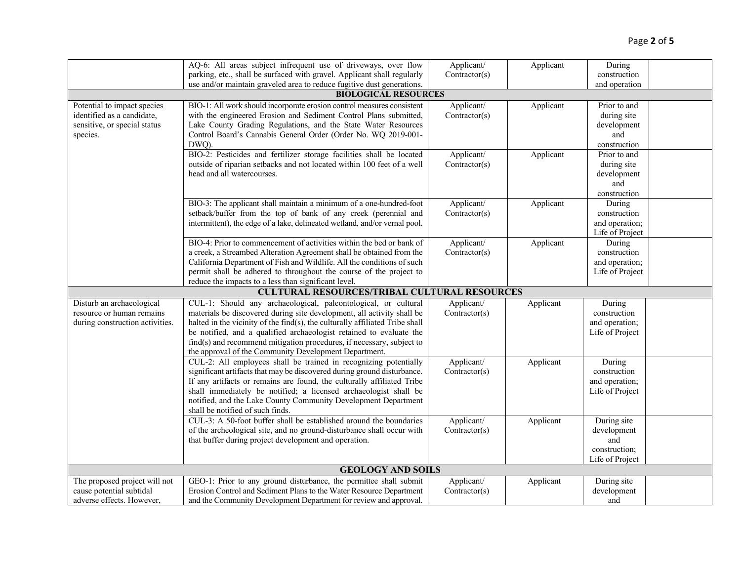| | | | | | |
|---|---|---|---|---|---|
| | AQ-6: All areas subject infrequent use of driveways, over flow parking, etc., shall be surfaced with gravel. Applicant shall regularly use and/or maintain graveled area to reduce fugitive dust generations. | Applicant/ Contractor(s) | Applicant | During construction and operation | |
| **BIOLOGICAL RESOURCES** | | | | | |
| Potential to impact species identified as a candidate, sensitive, or special status species. | BIO-1: All work should incorporate erosion control measures consistent with the engineered Erosion and Sediment Control Plans submitted, Lake County Grading Regulations, and the State Water Resources Control Board's Cannabis General Order (Order No. WQ 2019-001-DWQ). | Applicant/ Contractor(s) | Applicant | Prior to and during site development and construction | |
| | BIO-2: Pesticides and fertilizer storage facilities shall be located outside of riparian setbacks and not located within 100 feet of a well head and all watercourses. | Applicant/ Contractor(s) | Applicant | Prior to and during site development and construction | |
| | BIO-3: The applicant shall maintain a minimum of a one-hundred-foot setback/buffer from the top of bank of any creek (perennial and intermittent), the edge of a lake, delineated wetland, and/or vernal pool. | Applicant/ Contractor(s) | Applicant | During construction and operation; Life of Project | |
| | BIO-4: Prior to commencement of activities within the bed or bank of a creek, a Streambed Alteration Agreement shall be obtained from the California Department of Fish and Wildlife. All the conditions of such permit shall be adhered to throughout the course of the project to reduce the impacts to a less than significant level. | Applicant/ Contractor(s) | Applicant | During construction and operation; Life of Project | |
| **CULTURAL RESOURCES/TRIBAL CULTURAL RESOURCES** | | | | | |
| Disturb an archaeological resource or human remains during construction activities. | CUL-1: Should any archaeological, paleontological, or cultural materials be discovered during site development, all activity shall be halted in the vicinity of the find(s), the culturally affiliated Tribe shall be notified, and a qualified archaeologist retained to evaluate the find(s) and recommend mitigation procedures, if necessary, subject to the approval of the Community Development Department. | Applicant/ Contractor(s) | Applicant | During construction and operation; Life of Project | |
| | CUL-2: All employees shall be trained in recognizing potentially significant artifacts that may be discovered during ground disturbance. If any artifacts or remains are found, the culturally affiliated Tribe shall immediately be notified; a licensed archaeologist shall be notified, and the Lake County Community Development Department shall be notified of such finds. | Applicant/ Contractor(s) | Applicant | During construction and operation; Life of Project | |
| | CUL-3: A 50-foot buffer shall be established around the boundaries of the archeological site, and no ground-disturbance shall occur with that buffer during project development and operation. | Applicant/ Contractor(s) | Applicant | During site development and construction; Life of Project | |
| **GEOLOGY AND SOILS** | | | | | |
| The proposed project will not cause potential subtidal adverse effects. However, | GEO-1: Prior to any ground disturbance, the permittee shall submit Erosion Control and Sediment Plans to the Water Resource Department and the Community Development Department for review and approval. | Applicant/ Contractor(s) | Applicant | During site development and | |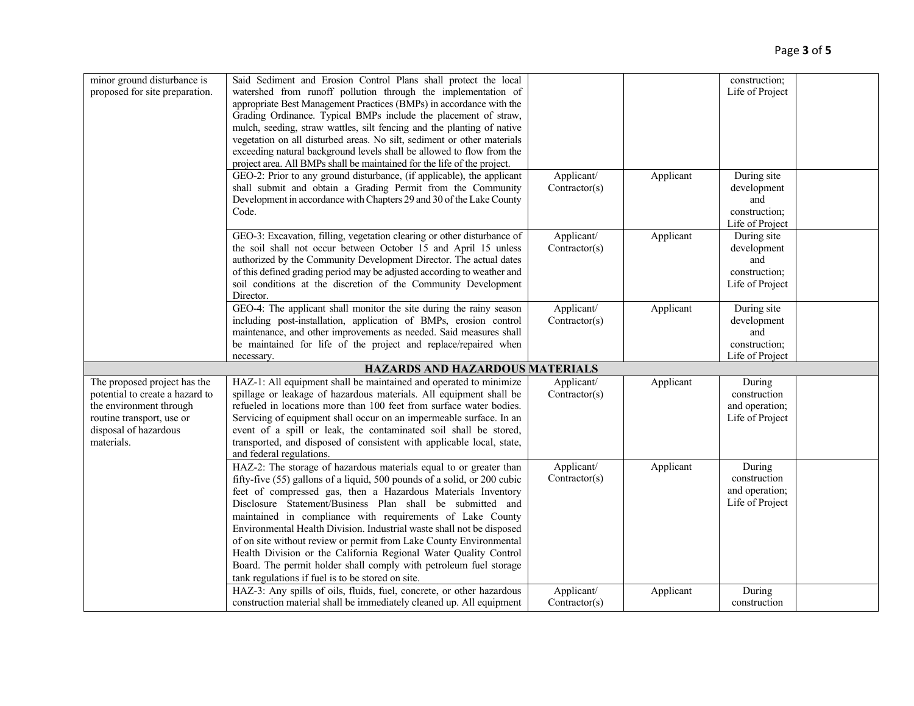| | | | | | |
|---|---|---|---|---|---|
| minor ground disturbance is proposed for site preparation. | Said Sediment and Erosion Control Plans shall protect the local watershed from runoff pollution through the implementation of appropriate Best Management Practices (BMPs) in accordance with the Grading Ordinance. Typical BMPs include the placement of straw, mulch, seeding, straw wattles, silt fencing and the planting of native vegetation on all disturbed areas. No silt, sediment or other materials exceeding natural background levels shall be allowed to flow from the project area. All BMPs shall be maintained for the life of the project. | | | construction; Life of Project | |
| | GEO-2: Prior to any ground disturbance, (if applicable), the applicant shall submit and obtain a Grading Permit from the Community Development in accordance with Chapters 29 and 30 of the Lake County Code. | Applicant/ Contractor(s) | Applicant | During site development and construction; Life of Project | |
| | GEO-3: Excavation, filling, vegetation clearing or other disturbance of the soil shall not occur between October 15 and April 15 unless authorized by the Community Development Director. The actual dates of this defined grading period may be adjusted according to weather and soil conditions at the discretion of the Community Development Director. | Applicant/ Contractor(s) | Applicant | During site development and construction; Life of Project | |
| | GEO-4: The applicant shall monitor the site during the rainy season including post-installation, application of BMPs, erosion control maintenance, and other improvements as needed. Said measures shall be maintained for life of the project and replace/repaired when necessary. | Applicant/ Contractor(s) | Applicant | During site development and construction; Life of Project | |
| **HAZARDS AND HAZARDOUS MATERIALS** | | | | | |
| The proposed project has the potential to create a hazard to the environment through routine transport, use or disposal of hazardous materials. | HAZ-1: All equipment shall be maintained and operated to minimize spillage or leakage of hazardous materials. All equipment shall be refueled in locations more than 100 feet from surface water bodies. Servicing of equipment shall occur on an impermeable surface. In an event of a spill or leak, the contaminated soil shall be stored, transported, and disposed of consistent with applicable local, state, and federal regulations. | Applicant/ Contractor(s) | Applicant | During construction and operation; Life of Project | |
| | HAZ-2: The storage of hazardous materials equal to or greater than fifty-five (55) gallons of a liquid, 500 pounds of a solid, or 200 cubic feet of compressed gas, then a Hazardous Materials Inventory Disclosure Statement/Business Plan shall be submitted and maintained in compliance with requirements of Lake County Environmental Health Division. Industrial waste shall not be disposed of on site without review or permit from Lake County Environmental Health Division or the California Regional Water Quality Control Board. The permit holder shall comply with petroleum fuel storage tank regulations if fuel is to be stored on site. | Applicant/ Contractor(s) | Applicant | During construction and operation; Life of Project | |
| | HAZ-3: Any spills of oils, fluids, fuel, concrete, or other hazardous construction material shall be immediately cleaned up. All equipment | Applicant/ Contractor(s) | Applicant | During construction | |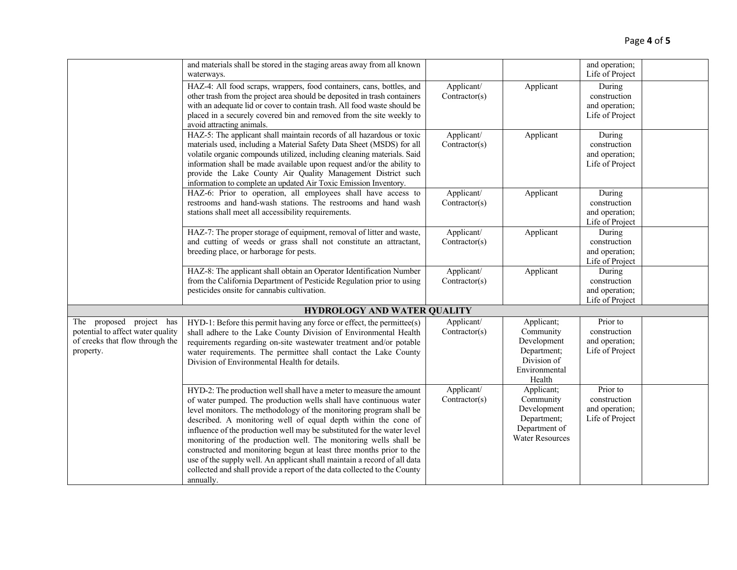| | | | | | |
|---|---|---|---|---|---|
| | and materials shall be stored in the staging areas away from all known waterways. | | | and operation; Life of Project | |
| | HAZ-4: All food scraps, wrappers, food containers, cans, bottles, and other trash from the project area should be deposited in trash containers with an adequate lid or cover to contain trash. All food waste should be placed in a securely covered bin and removed from the site weekly to avoid attracting animals. | Applicant/ Contractor(s) | Applicant | During construction and operation; Life of Project | |
| | HAZ-5: The applicant shall maintain records of all hazardous or toxic materials used, including a Material Safety Data Sheet (MSDS) for all volatile organic compounds utilized, including cleaning materials. Said information shall be made available upon request and/or the ability to provide the Lake County Air Quality Management District such information to complete an updated Air Toxic Emission Inventory. | Applicant/ Contractor(s) | Applicant | During construction and operation; Life of Project | |
| | HAZ-6: Prior to operation, all employees shall have access to restrooms and hand-wash stations. The restrooms and hand wash stations shall meet all accessibility requirements. | Applicant/ Contractor(s) | Applicant | During construction and operation; Life of Project | |
| | HAZ-7: The proper storage of equipment, removal of litter and waste, and cutting of weeds or grass shall not constitute an attractant, breeding place, or harborage for pests. | Applicant/ Contractor(s) | Applicant | During construction and operation; Life of Project | |
| | HAZ-8: The applicant shall obtain an Operator Identification Number from the California Department of Pesticide Regulation prior to using pesticides onsite for cannabis cultivation. | Applicant/ Contractor(s) | Applicant | During construction and operation; Life of Project | |
| **HYDROLOGY AND WATER QUALITY** | | | | | |
| The proposed project has potential to affect water quality of creeks that flow through the property. | HYD-1: Before this permit having any force or effect, the permittee(s) shall adhere to the Lake County Division of Environmental Health requirements regarding on-site wastewater treatment and/or potable water requirements. The permittee shall contact the Lake County Division of Environmental Health for details. | Applicant/ Contractor(s) | Applicant; Community Development Department; Division of Environmental Health | Prior to construction and operation; Life of Project | |
| | HYD-2: The production well shall have a meter to measure the amount of water pumped. The production wells shall have continuous water level monitors. The methodology of the monitoring program shall be described. A monitoring well of equal depth within the cone of influence of the production well may be substituted for the water level monitoring of the production well. The monitoring wells shall be constructed and monitoring begun at least three months prior to the use of the supply well. An applicant shall maintain a record of all data collected and shall provide a report of the data collected to the County annually. | Applicant/ Contractor(s) | Applicant; Community Development Department; Department of Water Resources | Prior to construction and operation; Life of Project | |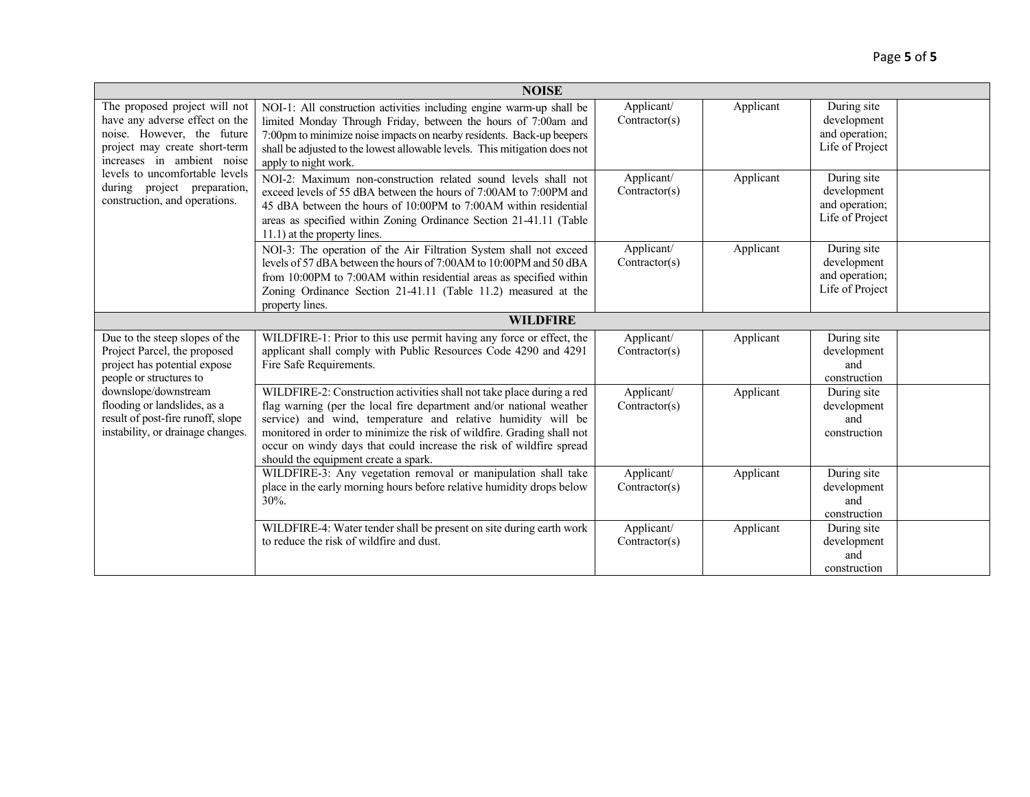| | | | | | |
|---|---|---|---|---|---|
| **NOISE** | | | | | |
| The proposed project will not have any adverse effect on the noise. However, the future project may create short-term increases in ambient noise levels to uncomfortable levels during project preparation, construction, and operations. | NOI-1: All construction activities including engine warm-up shall be limited Monday Through Friday, between the hours of 7:00am and 7:00pm to minimize noise impacts on nearby residents. Back-up beepers shall be adjusted to the lowest allowable levels. This mitigation does not apply to night work. | Applicant/ Contractor(s) | Applicant | During site development and operation; Life of Project | |
| | NOI-2: Maximum non-construction related sound levels shall not exceed levels of 55 dBA between the hours of 7:00AM to 7:00PM and 45 dBA between the hours of 10:00PM to 7:00AM within residential areas as specified within Zoning Ordinance Section 21-41.11 (Table 11.1) at the property lines. | Applicant/ Contractor(s) | Applicant | During site development and operation; Life of Project | |
| | NOI-3: The operation of the Air Filtration System shall not exceed levels of 57 dBA between the hours of 7:00AM to 10:00PM and 50 dBA from 10:00PM to 7:00AM within residential areas as specified within Zoning Ordinance Section 21-41.11 (Table 11.2) measured at the property lines. | Applicant/ Contractor(s) | Applicant | During site development and operation; Life of Project | |
| **WILDFIRE** | | | | | |
| Due to the steep slopes of the Project Parcel, the proposed project has potential expose people or structures to downslope/downstream flooding or landslides, as a result of post-fire runoff, slope instability, or drainage changes. | WILDFIRE-1: Prior to this use permit having any force or effect, the applicant shall comply with Public Resources Code 4290 and 4291 Fire Safe Requirements. | Applicant/ Contractor(s) | Applicant | During site development and construction | |
| | WILDFIRE-2: Construction activities shall not take place during a red flag warning (per the local fire department and/or national weather service) and wind, temperature and relative humidity will be monitored in order to minimize the risk of wildfire. Grading shall not occur on windy days that could increase the risk of wildfire spread should the equipment create a spark. | Applicant/ Contractor(s) | Applicant | During site development and construction | |
| | WILDFIRE-3: Any vegetation removal or manipulation shall take place in the early morning hours before relative humidity drops below 30%. | Applicant/ Contractor(s) | Applicant | During site development and construction | |
| | WILDFIRE-4: Water tender shall be present on site during earth work to reduce the risk of wildfire and dust. | Applicant/ Contractor(s) | Applicant | During site development and construction | |